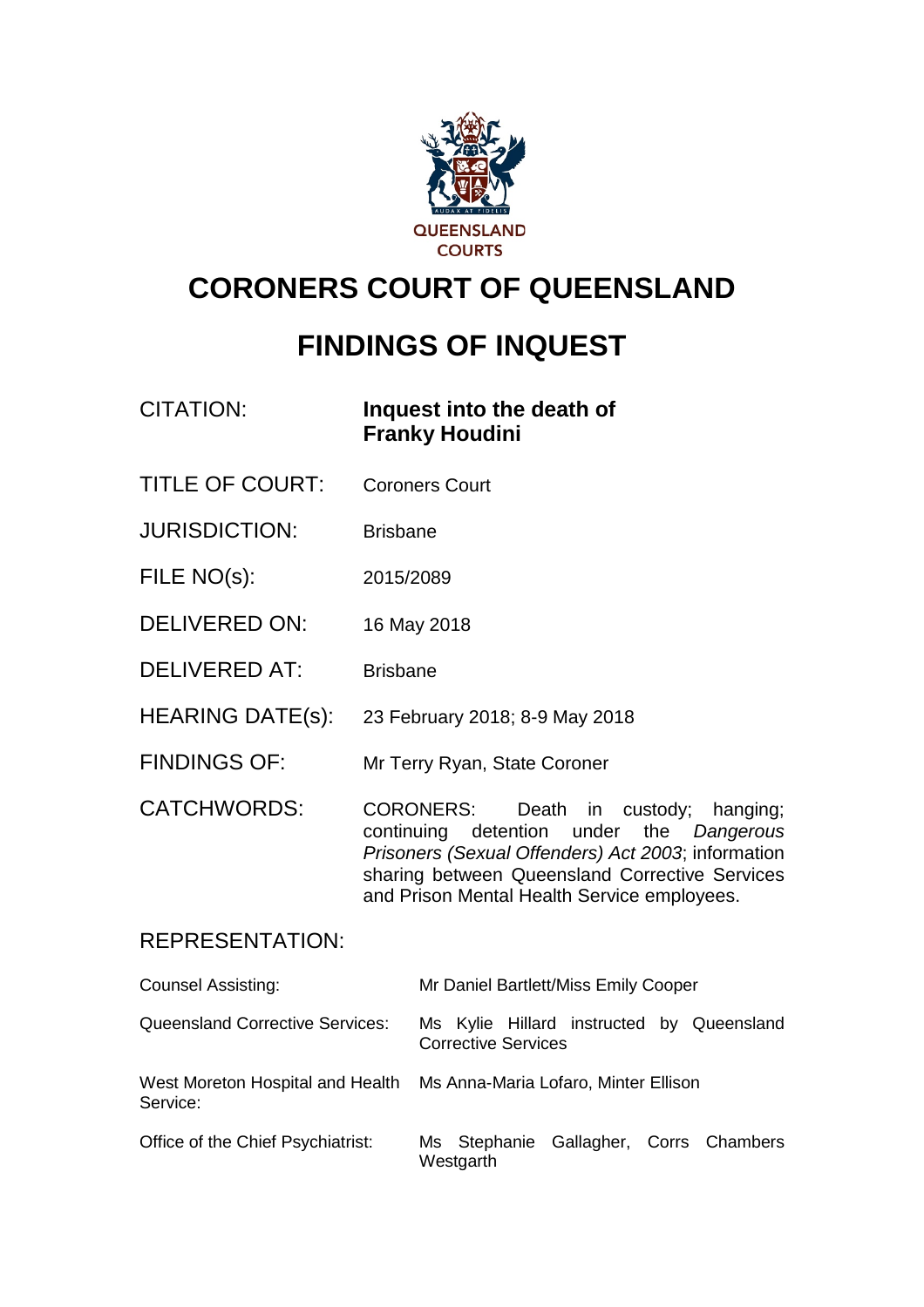QUEENSLAND COURTS

# CORONERS COURT OF QUEENSLAND

# FINDINGS OF INQUEST

| | |
|---|---|
| CITATION: | **Inquest into the death of Franky Houdini** |
| TITLE OF COURT: | Coroners Court |
| JURISDICTION: | Brisbane |
| FILE NO(s): | 2015/2089 |
| DELIVERED ON: | 16 May 2018 |
| DELIVERED AT: | Brisbane |
| HEARING DATE(s): | 23 February 2018; 8-9 May 2018 |
| FINDINGS OF: | Mr Terry Ryan, State Coroner |
| CATCHWORDS: | CORONERS: Death in custody; hanging; continuing detention under the *Dangerous Prisoners (Sexual Offenders) Act 2003*; information sharing between Queensland Corrective Services and Prison Mental Health Service employees. |

## REPRESENTATION:

| | |
|---|---|
| Counsel Assisting: | Mr Daniel Bartlett/Miss Emily Cooper |
| Queensland Corrective Services: | Ms Kylie Hillard instructed by Queensland Corrective Services |
| West Moreton Hospital and Health Service: | Ms Anna-Maria Lofaro, Minter Ellison |
| Office of the Chief Psychiatrist: | Ms Stephanie Gallagher, Corrs Chambers Westgarth |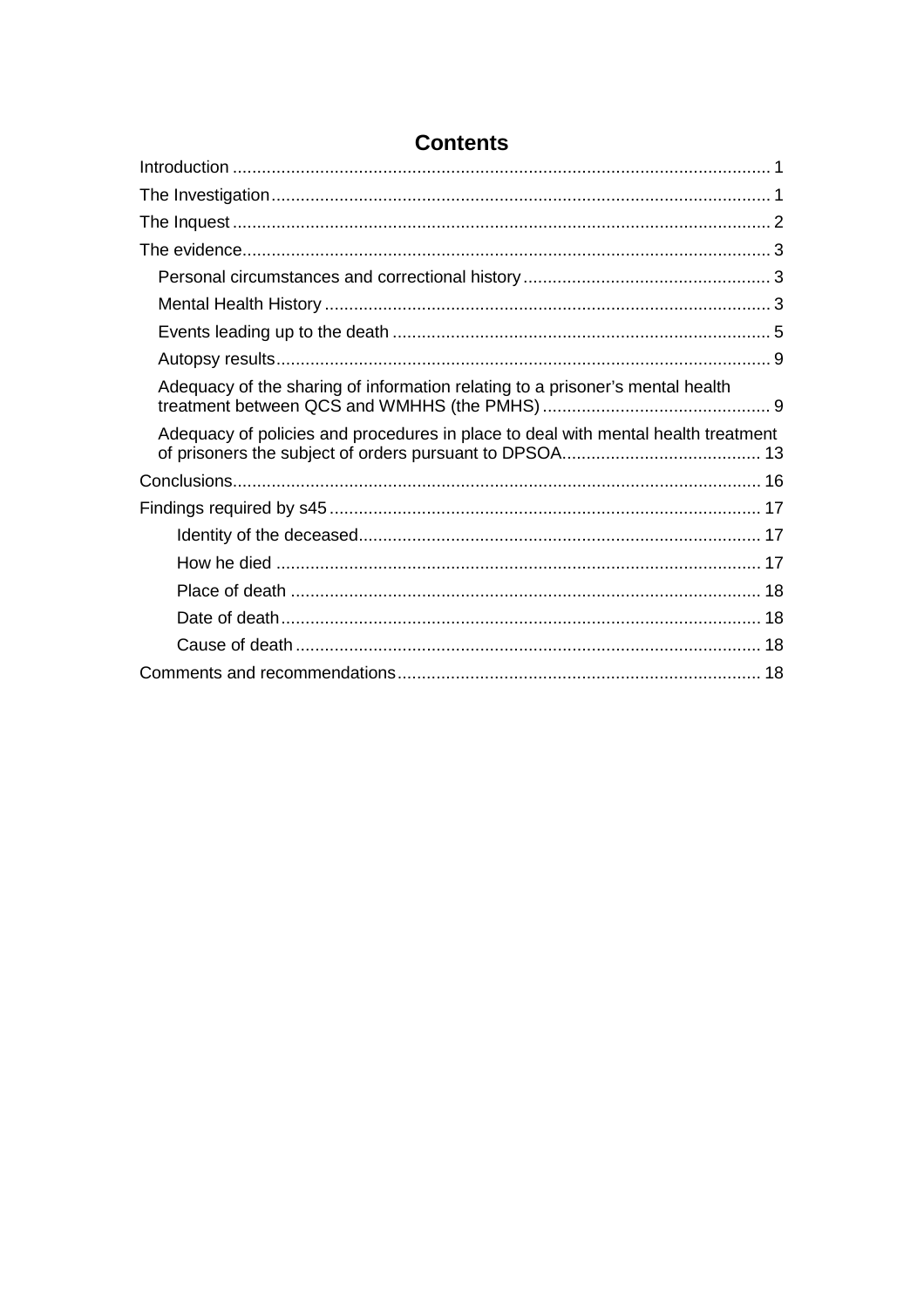# Contents

Introduction .............................................................................................................. 1

The Investigation...................................................................................................... 1

The Inquest .............................................................................................................. 2

The evidence............................................................................................................ 3

- Personal circumstances and correctional history................................................... 3
- Mental Health History ........................................................................................... 3
- Events leading up to the death ............................................................................. 5
- Autopsy results..................................................................................................... 9
- Adequacy of the sharing of information relating to a prisoner's mental health treatment between QCS and WMHHS (the PMHS) ............................................... 9
- Adequacy of policies and procedures in place to deal with mental health treatment of prisoners the subject of orders pursuant to DPSOA......................................... 13

Conclusions............................................................................................................ 16

Findings required by s45 ........................................................................................ 17

- Identity of the deceased.................................................................................. 17
- How he died ................................................................................................... 17
- Place of death ................................................................................................ 18
- Date of death.................................................................................................. 18
- Cause of death ............................................................................................... 18

Comments and recommendations.......................................................................... 18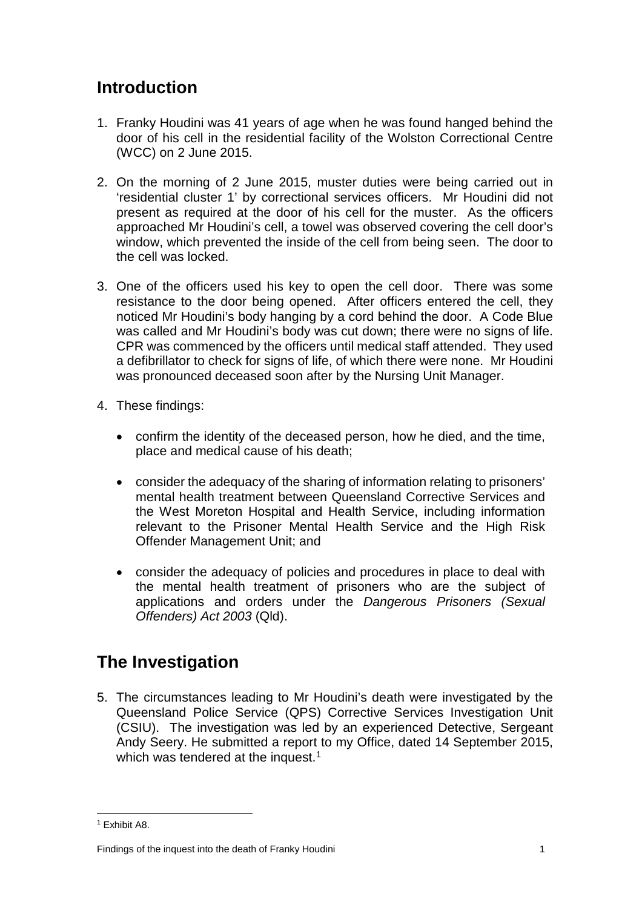## Introduction

1. Franky Houdini was 41 years of age when he was found hanged behind the door of his cell in the residential facility of the Wolston Correctional Centre (WCC) on 2 June 2015.

2. On the morning of 2 June 2015, muster duties were being carried out in 'residential cluster 1' by correctional services officers. Mr Houdini did not present as required at the door of his cell for the muster. As the officers approached Mr Houdini's cell, a towel was observed covering the cell door's window, which prevented the inside of the cell from being seen. The door to the cell was locked.

3. One of the officers used his key to open the cell door. There was some resistance to the door being opened. After officers entered the cell, they noticed Mr Houdini's body hanging by a cord behind the door. A Code Blue was called and Mr Houdini's body was cut down; there were no signs of life. CPR was commenced by the officers until medical staff attended. They used a defibrillator to check for signs of life, of which there were none. Mr Houdini was pronounced deceased soon after by the Nursing Unit Manager.

4. These findings:

   - confirm the identity of the deceased person, how he died, and the time, place and medical cause of his death;

   - consider the adequacy of the sharing of information relating to prisoners' mental health treatment between Queensland Corrective Services and the West Moreton Hospital and Health Service, including information relevant to the Prisoner Mental Health Service and the High Risk Offender Management Unit; and

   - consider the adequacy of policies and procedures in place to deal with the mental health treatment of prisoners who are the subject of applications and orders under the *Dangerous Prisoners (Sexual Offenders) Act 2003* (Qld).

## The Investigation

5. The circumstances leading to Mr Houdini's death were investigated by the Queensland Police Service (QPS) Corrective Services Investigation Unit (CSIU). The investigation was led by an experienced Detective, Sergeant Andy Seery. He submitted a report to my Office, dated 14 September 2015, which was tendered at the inquest.[1]

[1] Exhibit A8.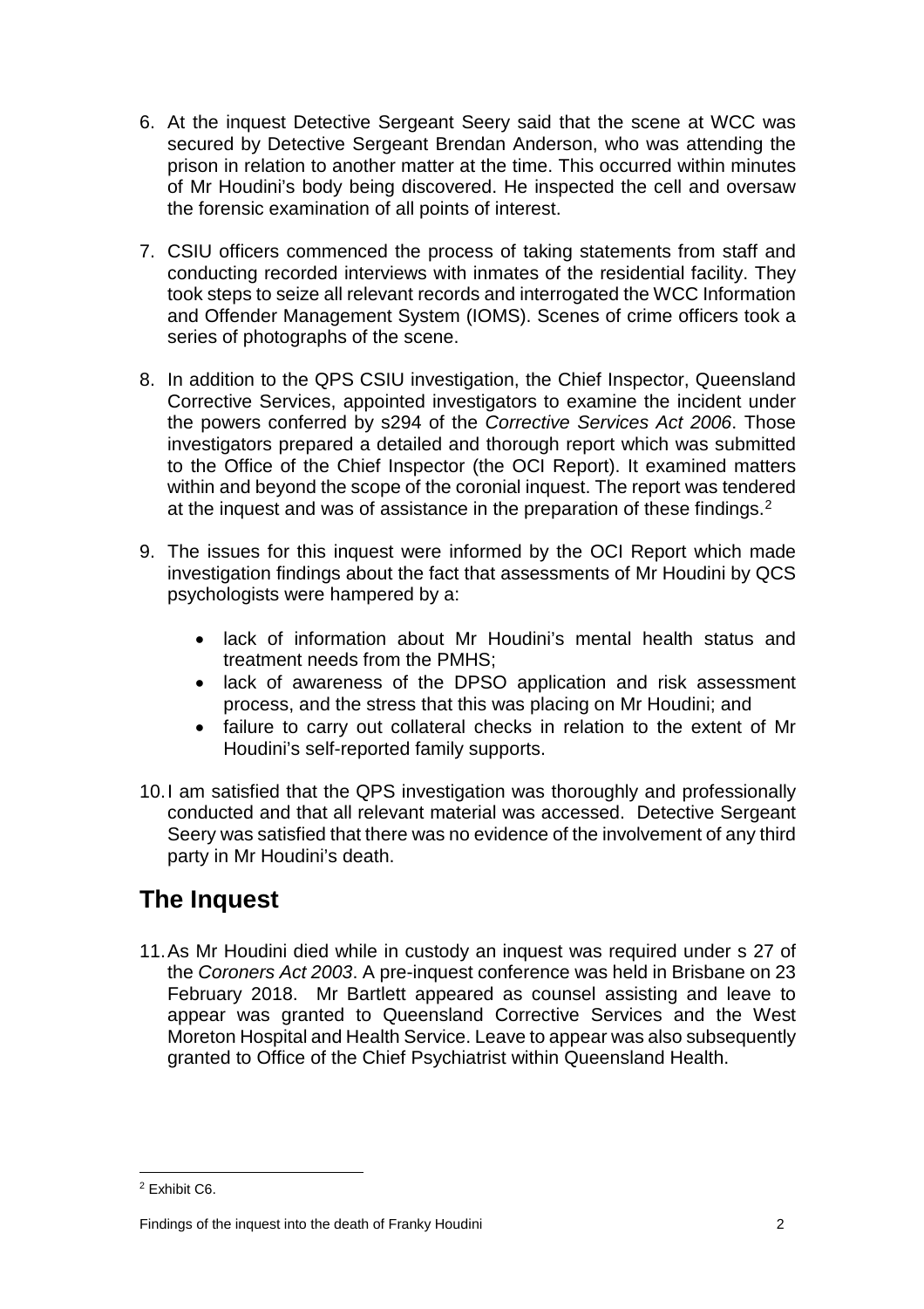6. At the inquest Detective Sergeant Seery said that the scene at WCC was secured by Detective Sergeant Brendan Anderson, who was attending the prison in relation to another matter at the time. This occurred within minutes of Mr Houdini's body being discovered. He inspected the cell and oversaw the forensic examination of all points of interest.

7. CSIU officers commenced the process of taking statements from staff and conducting recorded interviews with inmates of the residential facility. They took steps to seize all relevant records and interrogated the WCC Information and Offender Management System (IOMS). Scenes of crime officers took a series of photographs of the scene.

8. In addition to the QPS CSIU investigation, the Chief Inspector, Queensland Corrective Services, appointed investigators to examine the incident under the powers conferred by s294 of the *Corrective Services Act 2006*. Those investigators prepared a detailed and thorough report which was submitted to the Office of the Chief Inspector (the OCI Report). It examined matters within and beyond the scope of the coronial inquest. The report was tendered at the inquest and was of assistance in the preparation of these findings.[2]

9. The issues for this inquest were informed by the OCI Report which made investigation findings about the fact that assessments of Mr Houdini by QCS psychologists were hampered by a:

   - lack of information about Mr Houdini's mental health status and treatment needs from the PMHS;
   - lack of awareness of the DPSO application and risk assessment process, and the stress that this was placing on Mr Houdini; and
   - failure to carry out collateral checks in relation to the extent of Mr Houdini's self-reported family supports.

10. I am satisfied that the QPS investigation was thoroughly and professionally conducted and that all relevant material was accessed. Detective Sergeant Seery was satisfied that there was no evidence of the involvement of any third party in Mr Houdini's death.

## The Inquest

11. As Mr Houdini died while in custody an inquest was required under s 27 of the *Coroners Act 2003*. A pre-inquest conference was held in Brisbane on 23 February 2018. Mr Bartlett appeared as counsel assisting and leave to appear was granted to Queensland Corrective Services and the West Moreton Hospital and Health Service. Leave to appear was also subsequently granted to Office of the Chief Psychiatrist within Queensland Health.

[2] Exhibit C6.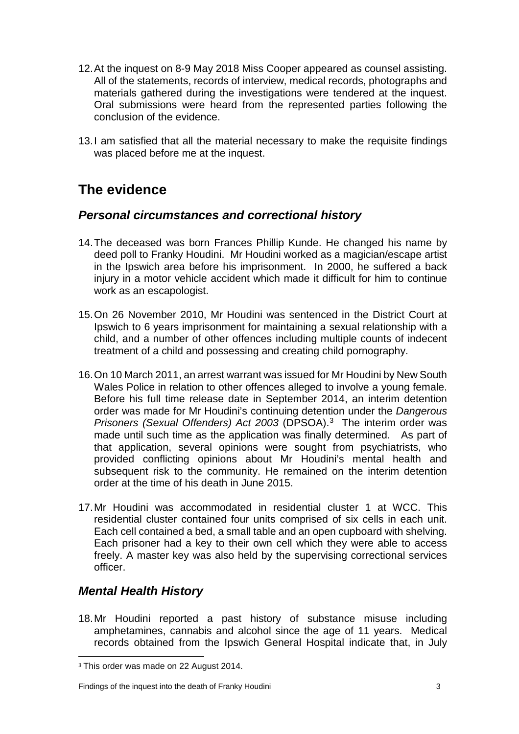12. At the inquest on 8-9 May 2018 Miss Cooper appeared as counsel assisting. All of the statements, records of interview, medical records, photographs and materials gathered during the investigations were tendered at the inquest. Oral submissions were heard from the represented parties following the conclusion of the evidence.

13. I am satisfied that all the material necessary to make the requisite findings was placed before me at the inquest.

## The evidence

### *Personal circumstances and correctional history*

14. The deceased was born Frances Phillip Kunde. He changed his name by deed poll to Franky Houdini. Mr Houdini worked as a magician/escape artist in the Ipswich area before his imprisonment. In 2000, he suffered a back injury in a motor vehicle accident which made it difficult for him to continue work as an escapologist.

15. On 26 November 2010, Mr Houdini was sentenced in the District Court at Ipswich to 6 years imprisonment for maintaining a sexual relationship with a child, and a number of other offences including multiple counts of indecent treatment of a child and possessing and creating child pornography.

16. On 10 March 2011, an arrest warrant was issued for Mr Houdini by New South Wales Police in relation to other offences alleged to involve a young female. Before his full time release date in September 2014, an interim detention order was made for Mr Houdini's continuing detention under the *Dangerous Prisoners (Sexual Offenders) Act 2003* (DPSOA).[3] The interim order was made until such time as the application was finally determined. As part of that application, several opinions were sought from psychiatrists, who provided conflicting opinions about Mr Houdini's mental health and subsequent risk to the community. He remained on the interim detention order at the time of his death in June 2015.

17. Mr Houdini was accommodated in residential cluster 1 at WCC. This residential cluster contained four units comprised of six cells in each unit. Each cell contained a bed, a small table and an open cupboard with shelving. Each prisoner had a key to their own cell which they were able to access freely. A master key was also held by the supervising correctional services officer.

### *Mental Health History*

18. Mr Houdini reported a past history of substance misuse including amphetamines, cannabis and alcohol since the age of 11 years. Medical records obtained from the Ipswich General Hospital indicate that, in July

[3] This order was made on 22 August 2014.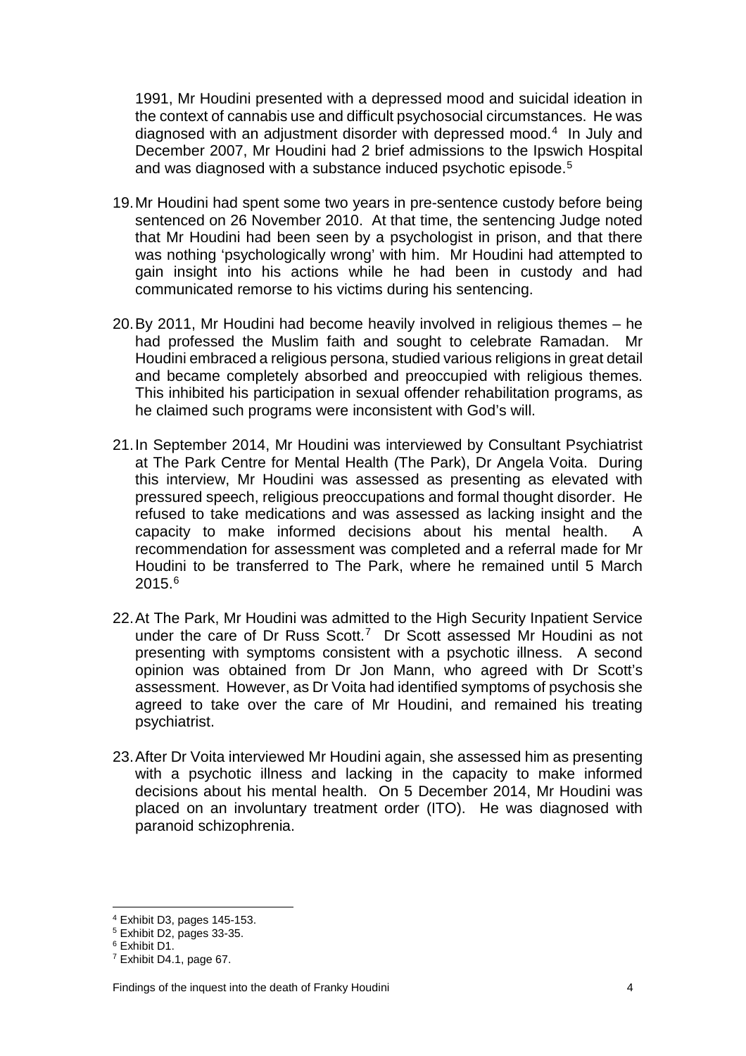1991, Mr Houdini presented with a depressed mood and suicidal ideation in the context of cannabis use and difficult psychosocial circumstances. He was diagnosed with an adjustment disorder with depressed mood.[4] In July and December 2007, Mr Houdini had 2 brief admissions to the Ipswich Hospital and was diagnosed with a substance induced psychotic episode.[5]

19. Mr Houdini had spent some two years in pre-sentence custody before being sentenced on 26 November 2010. At that time, the sentencing Judge noted that Mr Houdini had been seen by a psychologist in prison, and that there was nothing 'psychologically wrong' with him. Mr Houdini had attempted to gain insight into his actions while he had been in custody and had communicated remorse to his victims during his sentencing.

20. By 2011, Mr Houdini had become heavily involved in religious themes – he had professed the Muslim faith and sought to celebrate Ramadan. Mr Houdini embraced a religious persona, studied various religions in great detail and became completely absorbed and preoccupied with religious themes. This inhibited his participation in sexual offender rehabilitation programs, as he claimed such programs were inconsistent with God's will.

21. In September 2014, Mr Houdini was interviewed by Consultant Psychiatrist at The Park Centre for Mental Health (The Park), Dr Angela Voita. During this interview, Mr Houdini was assessed as presenting as elevated with pressured speech, religious preoccupations and formal thought disorder. He refused to take medications and was assessed as lacking insight and the capacity to make informed decisions about his mental health. A recommendation for assessment was completed and a referral made for Mr Houdini to be transferred to The Park, where he remained until 5 March 2015.[6]

22. At The Park, Mr Houdini was admitted to the High Security Inpatient Service under the care of Dr Russ Scott.[7] Dr Scott assessed Mr Houdini as not presenting with symptoms consistent with a psychotic illness. A second opinion was obtained from Dr Jon Mann, who agreed with Dr Scott's assessment. However, as Dr Voita had identified symptoms of psychosis she agreed to take over the care of Mr Houdini, and remained his treating psychiatrist.

23. After Dr Voita interviewed Mr Houdini again, she assessed him as presenting with a psychotic illness and lacking in the capacity to make informed decisions about his mental health. On 5 December 2014, Mr Houdini was placed on an involuntary treatment order (ITO). He was diagnosed with paranoid schizophrenia.

---

[4] Exhibit D3, pages 145-153.

[5] Exhibit D2, pages 33-35.

[6] Exhibit D1.

[7] Exhibit D4.1, page 67.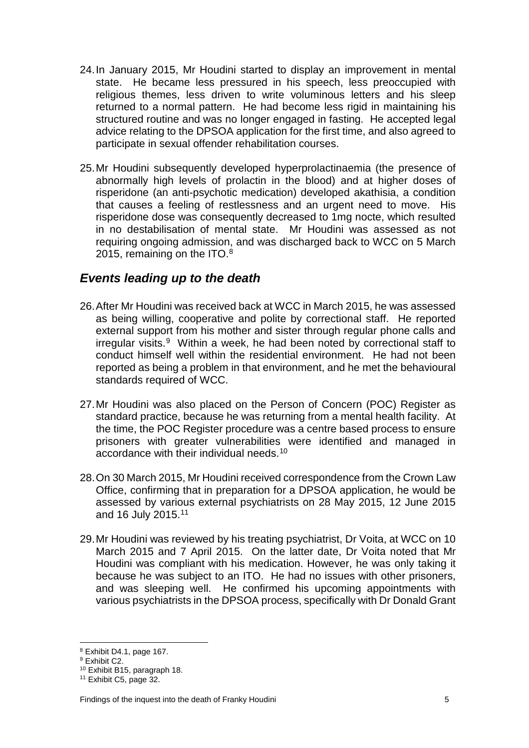24. In January 2015, Mr Houdini started to display an improvement in mental state. He became less pressured in his speech, less preoccupied with religious themes, less driven to write voluminous letters and his sleep returned to a normal pattern. He had become less rigid in maintaining his structured routine and was no longer engaged in fasting. He accepted legal advice relating to the DPSOA application for the first time, and also agreed to participate in sexual offender rehabilitation courses.

25. Mr Houdini subsequently developed hyperprolactinaemia (the presence of abnormally high levels of prolactin in the blood) and at higher doses of risperidone (an anti-psychotic medication) developed akathisia, a condition that causes a feeling of restlessness and an urgent need to move. His risperidone dose was consequently decreased to 1mg nocte, which resulted in no destabilisation of mental state. Mr Houdini was assessed as not requiring ongoing admission, and was discharged back to WCC on 5 March 2015, remaining on the ITO.[8]

## *Events leading up to the death*

26. After Mr Houdini was received back at WCC in March 2015, he was assessed as being willing, cooperative and polite by correctional staff. He reported external support from his mother and sister through regular phone calls and irregular visits.[9] Within a week, he had been noted by correctional staff to conduct himself well within the residential environment. He had not been reported as being a problem in that environment, and he met the behavioural standards required of WCC.

27. Mr Houdini was also placed on the Person of Concern (POC) Register as standard practice, because he was returning from a mental health facility. At the time, the POC Register procedure was a centre based process to ensure prisoners with greater vulnerabilities were identified and managed in accordance with their individual needs.[10]

28. On 30 March 2015, Mr Houdini received correspondence from the Crown Law Office, confirming that in preparation for a DPSOA application, he would be assessed by various external psychiatrists on 28 May 2015, 12 June 2015 and 16 July 2015.[11]

29. Mr Houdini was reviewed by his treating psychiatrist, Dr Voita, at WCC on 10 March 2015 and 7 April 2015. On the latter date, Dr Voita noted that Mr Houdini was compliant with his medication. However, he was only taking it because he was subject to an ITO. He had no issues with other prisoners, and was sleeping well. He confirmed his upcoming appointments with various psychiatrists in the DPSOA process, specifically with Dr Donald Grant

---

[8] Exhibit D4.1, page 167.

[9] Exhibit C2.

[10] Exhibit B15, paragraph 18.

[11] Exhibit C5, page 32.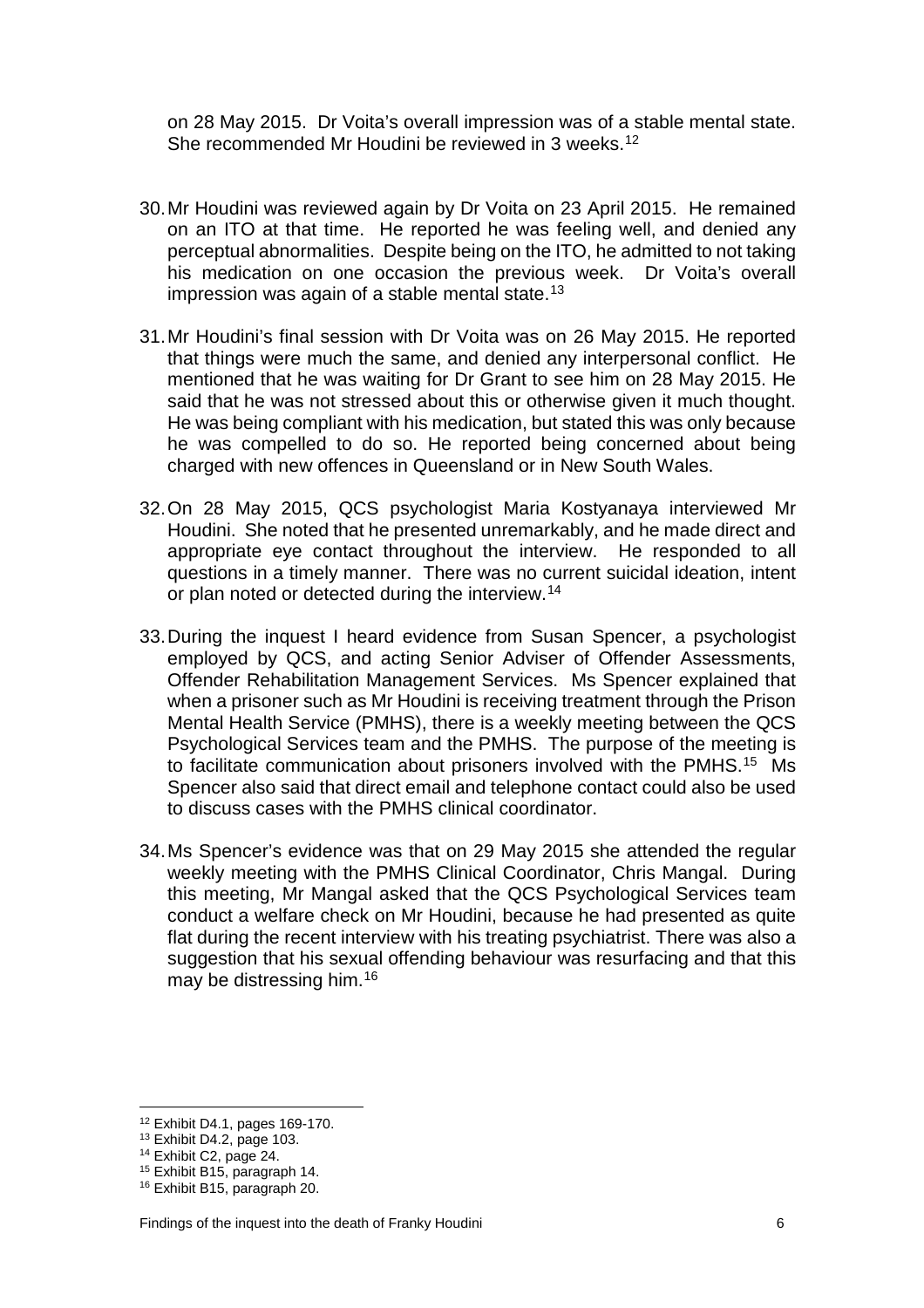on 28 May 2015. Dr Voita's overall impression was of a stable mental state. She recommended Mr Houdini be reviewed in 3 weeks.[12]

30. Mr Houdini was reviewed again by Dr Voita on 23 April 2015. He remained on an ITO at that time. He reported he was feeling well, and denied any perceptual abnormalities. Despite being on the ITO, he admitted to not taking his medication on one occasion the previous week. Dr Voita's overall impression was again of a stable mental state.[13]

31. Mr Houdini's final session with Dr Voita was on 26 May 2015. He reported that things were much the same, and denied any interpersonal conflict. He mentioned that he was waiting for Dr Grant to see him on 28 May 2015. He said that he was not stressed about this or otherwise given it much thought. He was being compliant with his medication, but stated this was only because he was compelled to do so. He reported being concerned about being charged with new offences in Queensland or in New South Wales.

32. On 28 May 2015, QCS psychologist Maria Kostyanaya interviewed Mr Houdini. She noted that he presented unremarkably, and he made direct and appropriate eye contact throughout the interview. He responded to all questions in a timely manner. There was no current suicidal ideation, intent or plan noted or detected during the interview.[14]

33. During the inquest I heard evidence from Susan Spencer, a psychologist employed by QCS, and acting Senior Adviser of Offender Assessments, Offender Rehabilitation Management Services. Ms Spencer explained that when a prisoner such as Mr Houdini is receiving treatment through the Prison Mental Health Service (PMHS), there is a weekly meeting between the QCS Psychological Services team and the PMHS. The purpose of the meeting is to facilitate communication about prisoners involved with the PMHS.[15] Ms Spencer also said that direct email and telephone contact could also be used to discuss cases with the PMHS clinical coordinator.

34. Ms Spencer's evidence was that on 29 May 2015 she attended the regular weekly meeting with the PMHS Clinical Coordinator, Chris Mangal. During this meeting, Mr Mangal asked that the QCS Psychological Services team conduct a welfare check on Mr Houdini, because he had presented as quite flat during the recent interview with his treating psychiatrist. There was also a suggestion that his sexual offending behaviour was resurfacing and that this may be distressing him.[16]

[12] Exhibit D4.1, pages 169-170.
[13] Exhibit D4.2, page 103.
[14] Exhibit C2, page 24.
[15] Exhibit B15, paragraph 14.
[16] Exhibit B15, paragraph 20.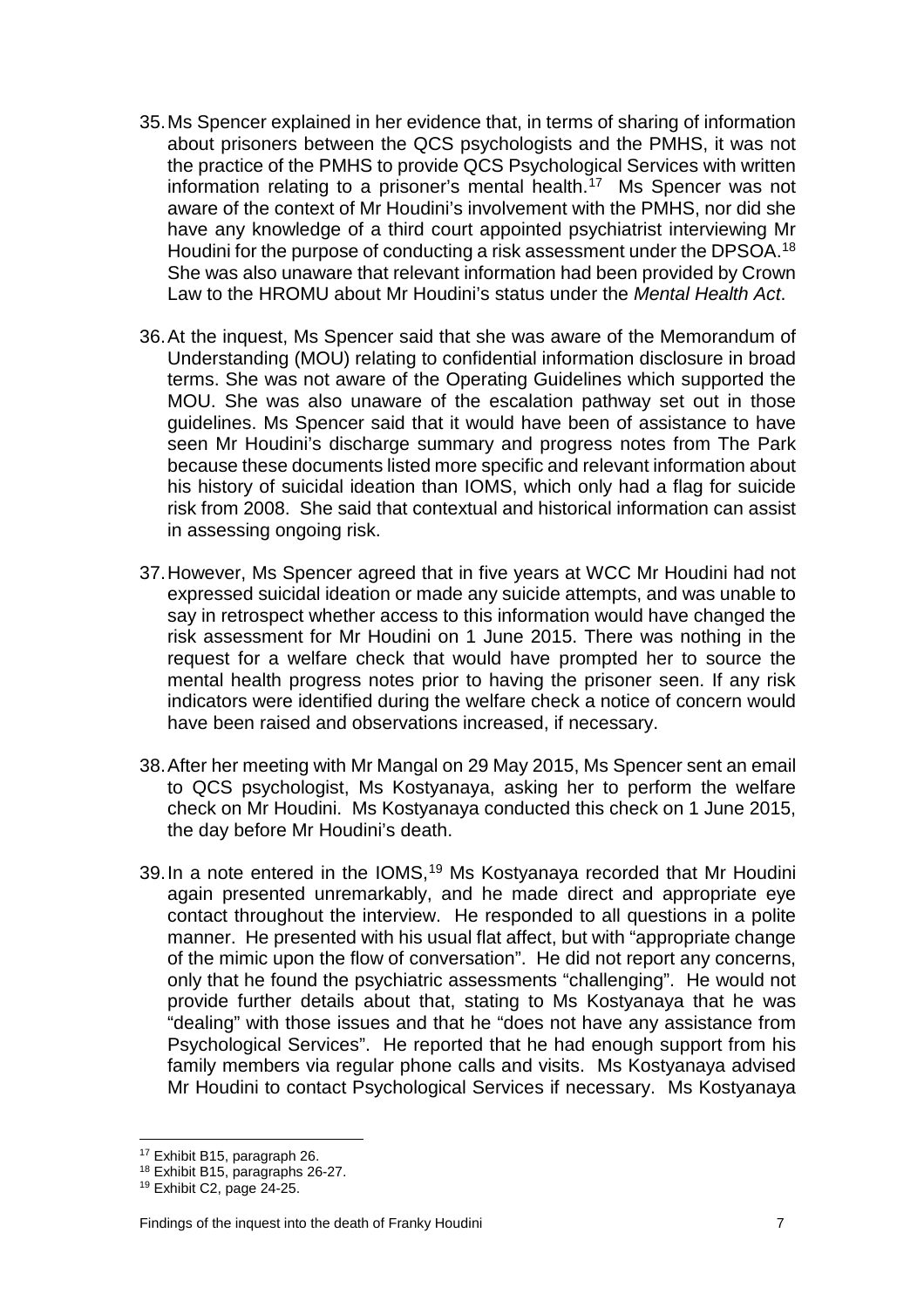35. Ms Spencer explained in her evidence that, in terms of sharing of information about prisoners between the QCS psychologists and the PMHS, it was not the practice of the PMHS to provide QCS Psychological Services with written information relating to a prisoner's mental health.[17] Ms Spencer was not aware of the context of Mr Houdini's involvement with the PMHS, nor did she have any knowledge of a third court appointed psychiatrist interviewing Mr Houdini for the purpose of conducting a risk assessment under the DPSOA.[18] She was also unaware that relevant information had been provided by Crown Law to the HROMU about Mr Houdini's status under the *Mental Health Act*.

36. At the inquest, Ms Spencer said that she was aware of the Memorandum of Understanding (MOU) relating to confidential information disclosure in broad terms. She was not aware of the Operating Guidelines which supported the MOU. She was also unaware of the escalation pathway set out in those guidelines. Ms Spencer said that it would have been of assistance to have seen Mr Houdini's discharge summary and progress notes from The Park because these documents listed more specific and relevant information about his history of suicidal ideation than IOMS, which only had a flag for suicide risk from 2008. She said that contextual and historical information can assist in assessing ongoing risk.

37. However, Ms Spencer agreed that in five years at WCC Mr Houdini had not expressed suicidal ideation or made any suicide attempts, and was unable to say in retrospect whether access to this information would have changed the risk assessment for Mr Houdini on 1 June 2015. There was nothing in the request for a welfare check that would have prompted her to source the mental health progress notes prior to having the prisoner seen. If any risk indicators were identified during the welfare check a notice of concern would have been raised and observations increased, if necessary.

38. After her meeting with Mr Mangal on 29 May 2015, Ms Spencer sent an email to QCS psychologist, Ms Kostyanaya, asking her to perform the welfare check on Mr Houdini. Ms Kostyanaya conducted this check on 1 June 2015, the day before Mr Houdini's death.

39. In a note entered in the IOMS,[19] Ms Kostyanaya recorded that Mr Houdini again presented unremarkably, and he made direct and appropriate eye contact throughout the interview. He responded to all questions in a polite manner. He presented with his usual flat affect, but with "appropriate change of the mimic upon the flow of conversation". He did not report any concerns, only that he found the psychiatric assessments "challenging". He would not provide further details about that, stating to Ms Kostyanaya that he was "dealing" with those issues and that he "does not have any assistance from Psychological Services". He reported that he had enough support from his family members via regular phone calls and visits. Ms Kostyanaya advised Mr Houdini to contact Psychological Services if necessary. Ms Kostyanaya

[17] Exhibit B15, paragraph 26.

[18] Exhibit B15, paragraphs 26-27.

[19] Exhibit C2, page 24-25.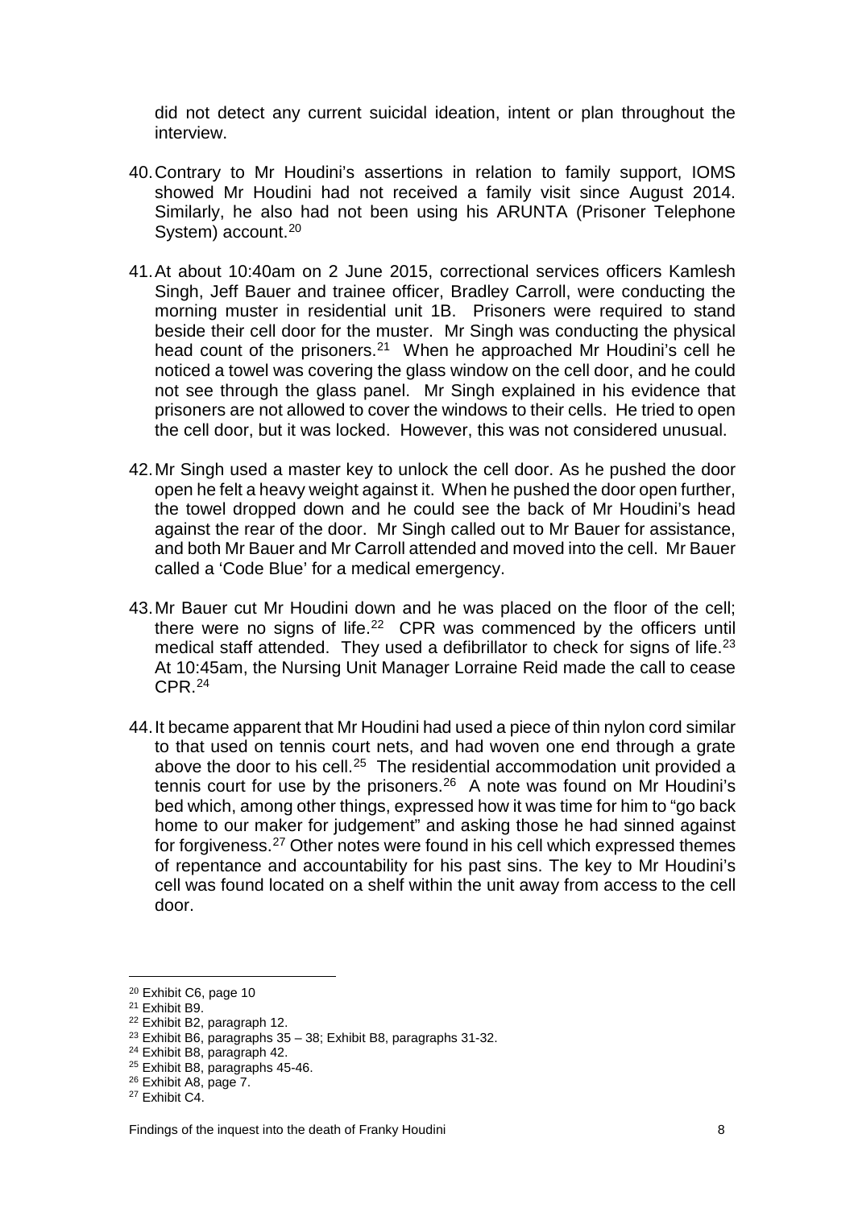did not detect any current suicidal ideation, intent or plan throughout the interview.

40. Contrary to Mr Houdini's assertions in relation to family support, IOMS showed Mr Houdini had not received a family visit since August 2014. Similarly, he also had not been using his ARUNTA (Prisoner Telephone System) account.[20]

41. At about 10:40am on 2 June 2015, correctional services officers Kamlesh Singh, Jeff Bauer and trainee officer, Bradley Carroll, were conducting the morning muster in residential unit 1B. Prisoners were required to stand beside their cell door for the muster. Mr Singh was conducting the physical head count of the prisoners.[21] When he approached Mr Houdini's cell he noticed a towel was covering the glass window on the cell door, and he could not see through the glass panel. Mr Singh explained in his evidence that prisoners are not allowed to cover the windows to their cells. He tried to open the cell door, but it was locked. However, this was not considered unusual.

42. Mr Singh used a master key to unlock the cell door. As he pushed the door open he felt a heavy weight against it. When he pushed the door open further, the towel dropped down and he could see the back of Mr Houdini's head against the rear of the door. Mr Singh called out to Mr Bauer for assistance, and both Mr Bauer and Mr Carroll attended and moved into the cell. Mr Bauer called a 'Code Blue' for a medical emergency.

43. Mr Bauer cut Mr Houdini down and he was placed on the floor of the cell; there were no signs of life.[22] CPR was commenced by the officers until medical staff attended. They used a defibrillator to check for signs of life.[23] At 10:45am, the Nursing Unit Manager Lorraine Reid made the call to cease CPR.[24]

44. It became apparent that Mr Houdini had used a piece of thin nylon cord similar to that used on tennis court nets, and had woven one end through a grate above the door to his cell.[25] The residential accommodation unit provided a tennis court for use by the prisoners.[26] A note was found on Mr Houdini's bed which, among other things, expressed how it was time for him to "go back home to our maker for judgement" and asking those he had sinned against for forgiveness.[27] Other notes were found in his cell which expressed themes of repentance and accountability for his past sins. The key to Mr Houdini's cell was found located on a shelf within the unit away from access to the cell door.

---

[20] Exhibit C6, page 10
[21] Exhibit B9.
[22] Exhibit B2, paragraph 12.
[23] Exhibit B6, paragraphs 35 – 38; Exhibit B8, paragraphs 31-32.
[24] Exhibit B8, paragraph 42.
[25] Exhibit B8, paragraphs 45-46.
[26] Exhibit A8, page 7.
[27] Exhibit C4.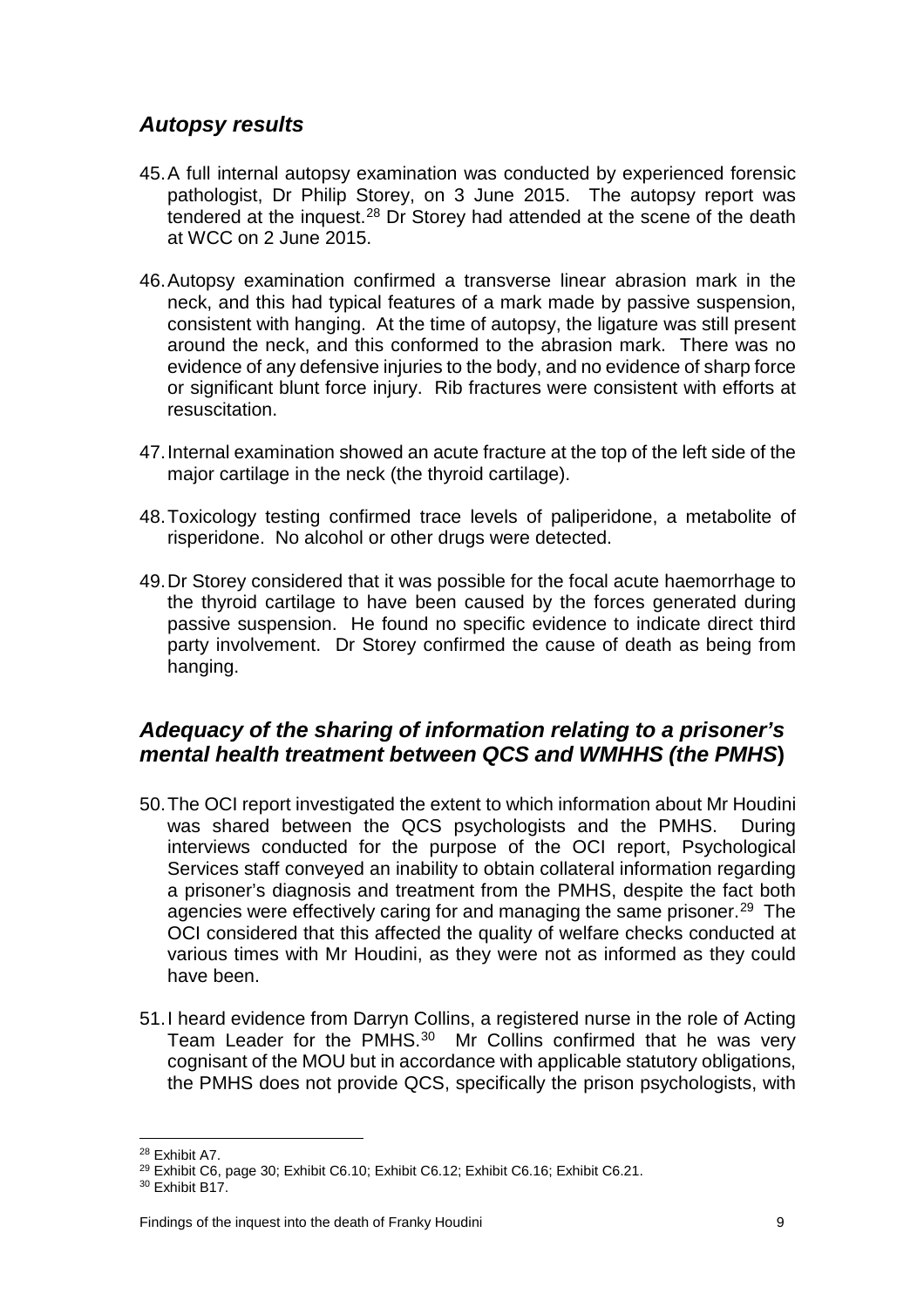## *Autopsy results*

45. A full internal autopsy examination was conducted by experienced forensic pathologist, Dr Philip Storey, on 3 June 2015. The autopsy report was tendered at the inquest.[28] Dr Storey had attended at the scene of the death at WCC on 2 June 2015.

46. Autopsy examination confirmed a transverse linear abrasion mark in the neck, and this had typical features of a mark made by passive suspension, consistent with hanging. At the time of autopsy, the ligature was still present around the neck, and this conformed to the abrasion mark. There was no evidence of any defensive injuries to the body, and no evidence of sharp force or significant blunt force injury. Rib fractures were consistent with efforts at resuscitation.

47. Internal examination showed an acute fracture at the top of the left side of the major cartilage in the neck (the thyroid cartilage).

48. Toxicology testing confirmed trace levels of paliperidone, a metabolite of risperidone. No alcohol or other drugs were detected.

49. Dr Storey considered that it was possible for the focal acute haemorrhage to the thyroid cartilage to have been caused by the forces generated during passive suspension. He found no specific evidence to indicate direct third party involvement. Dr Storey confirmed the cause of death as being from hanging.

## *Adequacy of the sharing of information relating to a prisoner's mental health treatment between QCS and WMHHS (the PMHS)*

50. The OCI report investigated the extent to which information about Mr Houdini was shared between the QCS psychologists and the PMHS. During interviews conducted for the purpose of the OCI report, Psychological Services staff conveyed an inability to obtain collateral information regarding a prisoner's diagnosis and treatment from the PMHS, despite the fact both agencies were effectively caring for and managing the same prisoner.[29] The OCI considered that this affected the quality of welfare checks conducted at various times with Mr Houdini, as they were not as informed as they could have been.

51. I heard evidence from Darryn Collins, a registered nurse in the role of Acting Team Leader for the PMHS.[30] Mr Collins confirmed that he was very cognisant of the MOU but in accordance with applicable statutory obligations, the PMHS does not provide QCS, specifically the prison psychologists, with

---

[28] Exhibit A7.

[29] Exhibit C6, page 30; Exhibit C6.10; Exhibit C6.12; Exhibit C6.16; Exhibit C6.21.

[30] Exhibit B17.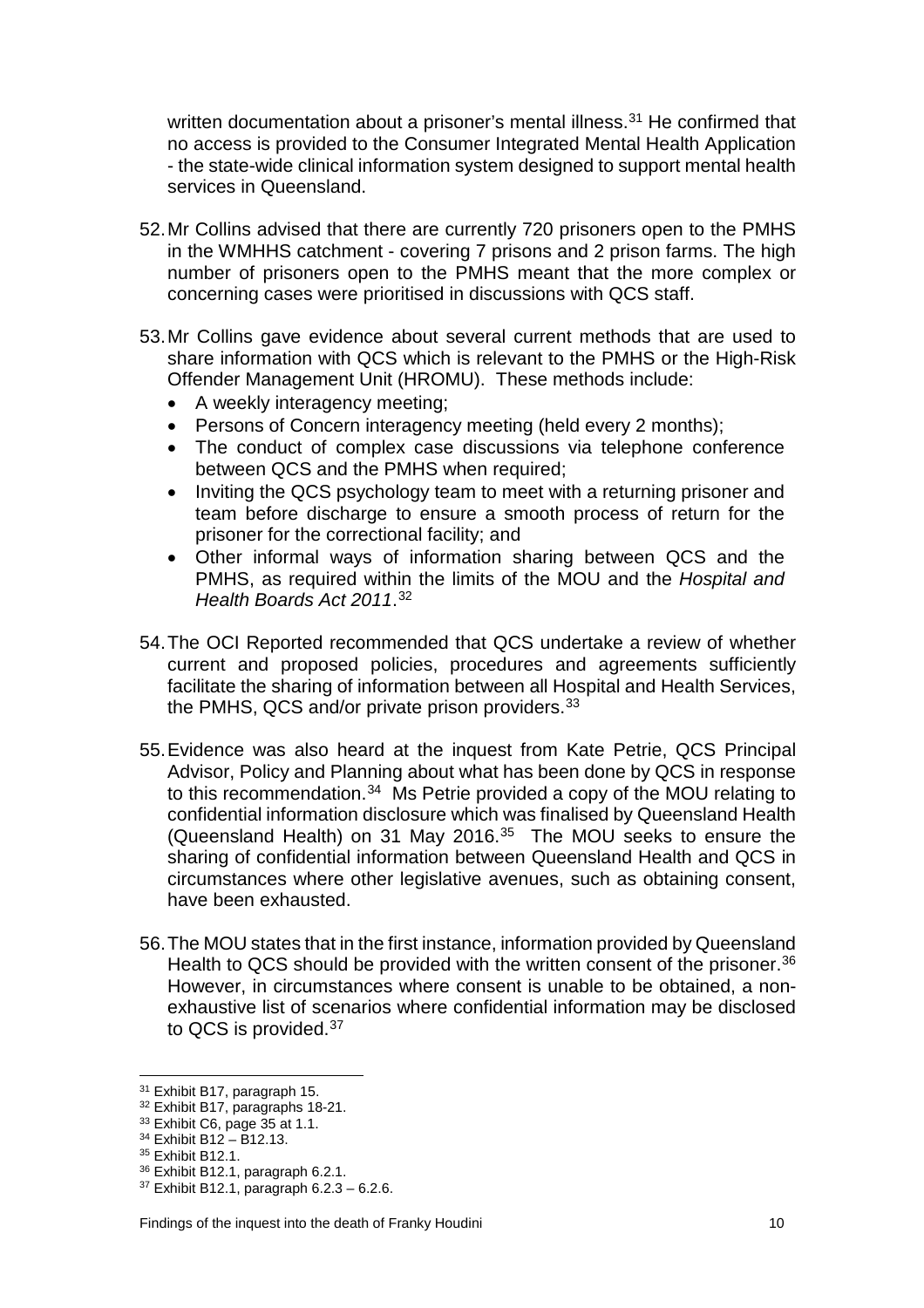written documentation about a prisoner's mental illness.[31] He confirmed that no access is provided to the Consumer Integrated Mental Health Application - the state-wide clinical information system designed to support mental health services in Queensland.

52. Mr Collins advised that there are currently 720 prisoners open to the PMHS in the WMHHS catchment - covering 7 prisons and 2 prison farms. The high number of prisoners open to the PMHS meant that the more complex or concerning cases were prioritised in discussions with QCS staff.

53. Mr Collins gave evidence about several current methods that are used to share information with QCS which is relevant to the PMHS or the High-Risk Offender Management Unit (HROMU). These methods include:
    - A weekly interagency meeting;
    - Persons of Concern interagency meeting (held every 2 months);
    - The conduct of complex case discussions via telephone conference between QCS and the PMHS when required;
    - Inviting the QCS psychology team to meet with a returning prisoner and team before discharge to ensure a smooth process of return for the prisoner for the correctional facility; and
    - Other informal ways of information sharing between QCS and the PMHS, as required within the limits of the MOU and the *Hospital and Health Boards Act 2011*.[32]

54. The OCI Reported recommended that QCS undertake a review of whether current and proposed policies, procedures and agreements sufficiently facilitate the sharing of information between all Hospital and Health Services, the PMHS, QCS and/or private prison providers.[33]

55. Evidence was also heard at the inquest from Kate Petrie, QCS Principal Advisor, Policy and Planning about what has been done by QCS in response to this recommendation.[34] Ms Petrie provided a copy of the MOU relating to confidential information disclosure which was finalised by Queensland Health (Queensland Health) on 31 May 2016.[35] The MOU seeks to ensure the sharing of confidential information between Queensland Health and QCS in circumstances where other legislative avenues, such as obtaining consent, have been exhausted.

56. The MOU states that in the first instance, information provided by Queensland Health to QCS should be provided with the written consent of the prisoner.[36] However, in circumstances where consent is unable to be obtained, a non-exhaustive list of scenarios where confidential information may be disclosed to QCS is provided.[37]

---

[31] Exhibit B17, paragraph 15.
[32] Exhibit B17, paragraphs 18-21.
[33] Exhibit C6, page 35 at 1.1.
[34] Exhibit B12 – B12.13.
[35] Exhibit B12.1.
[36] Exhibit B12.1, paragraph 6.2.1.
[37] Exhibit B12.1, paragraph 6.2.3 – 6.2.6.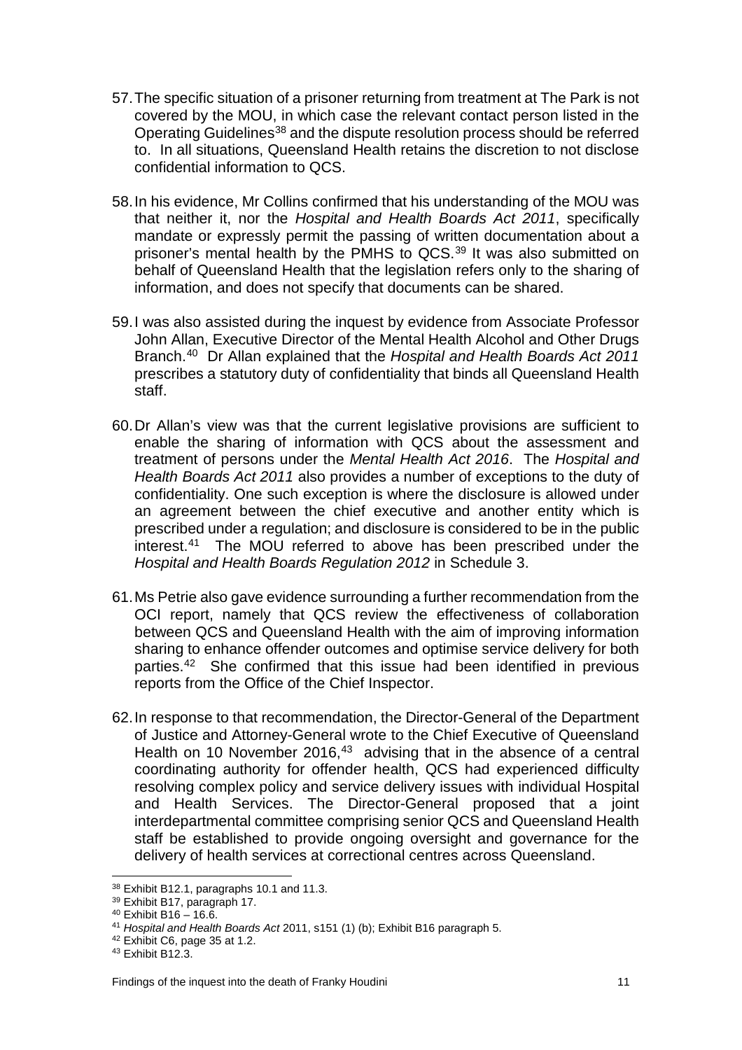57. The specific situation of a prisoner returning from treatment at The Park is not covered by the MOU, in which case the relevant contact person listed in the Operating Guidelines[38] and the dispute resolution process should be referred to. In all situations, Queensland Health retains the discretion to not disclose confidential information to QCS.

58. In his evidence, Mr Collins confirmed that his understanding of the MOU was that neither it, nor the *Hospital and Health Boards Act 2011*, specifically mandate or expressly permit the passing of written documentation about a prisoner's mental health by the PMHS to QCS.[39] It was also submitted on behalf of Queensland Health that the legislation refers only to the sharing of information, and does not specify that documents can be shared.

59. I was also assisted during the inquest by evidence from Associate Professor John Allan, Executive Director of the Mental Health Alcohol and Other Drugs Branch.[40] Dr Allan explained that the *Hospital and Health Boards Act 2011* prescribes a statutory duty of confidentiality that binds all Queensland Health staff.

60. Dr Allan's view was that the current legislative provisions are sufficient to enable the sharing of information with QCS about the assessment and treatment of persons under the *Mental Health Act 2016*. The *Hospital and Health Boards Act 2011* also provides a number of exceptions to the duty of confidentiality. One such exception is where the disclosure is allowed under an agreement between the chief executive and another entity which is prescribed under a regulation; and disclosure is considered to be in the public interest.[41] The MOU referred to above has been prescribed under the *Hospital and Health Boards Regulation 2012* in Schedule 3.

61. Ms Petrie also gave evidence surrounding a further recommendation from the OCI report, namely that QCS review the effectiveness of collaboration between QCS and Queensland Health with the aim of improving information sharing to enhance offender outcomes and optimise service delivery for both parties.[42] She confirmed that this issue had been identified in previous reports from the Office of the Chief Inspector.

62. In response to that recommendation, the Director-General of the Department of Justice and Attorney-General wrote to the Chief Executive of Queensland Health on 10 November 2016,[43] advising that in the absence of a central coordinating authority for offender health, QCS had experienced difficulty resolving complex policy and service delivery issues with individual Hospital and Health Services. The Director-General proposed that a joint interdepartmental committee comprising senior QCS and Queensland Health staff be established to provide ongoing oversight and governance for the delivery of health services at correctional centres across Queensland.

---

[38] Exhibit B12.1, paragraphs 10.1 and 11.3.

[39] Exhibit B17, paragraph 17.

[40] Exhibit B16 – 16.6.

[41] *Hospital and Health Boards Act* 2011, s151 (1) (b); Exhibit B16 paragraph 5.

[42] Exhibit C6, page 35 at 1.2.

[43] Exhibit B12.3.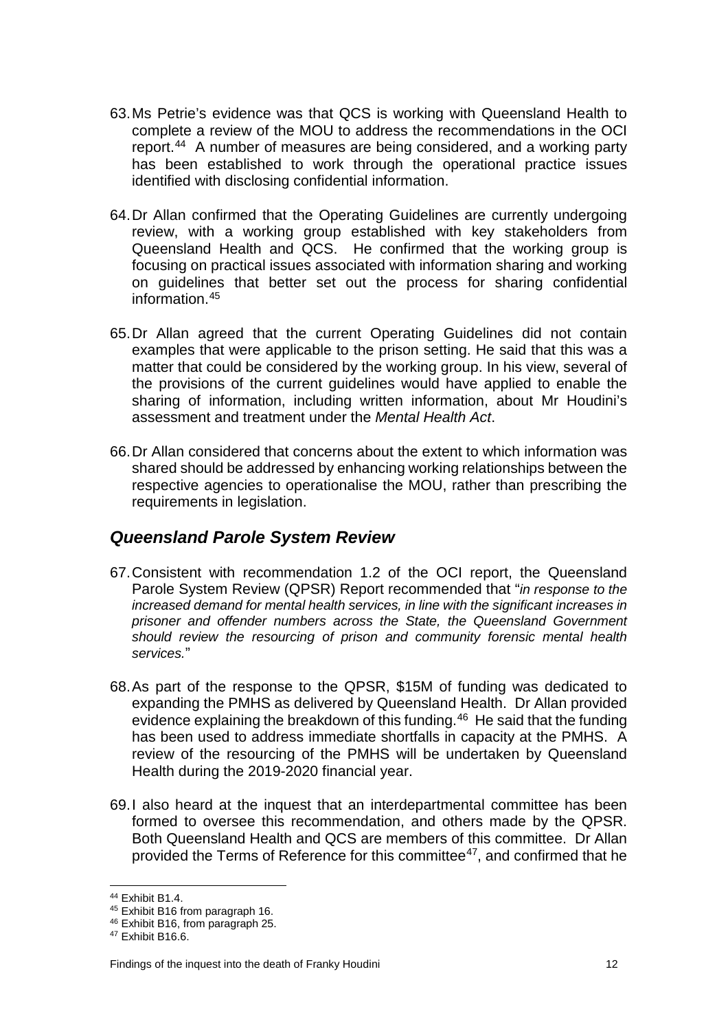63. Ms Petrie's evidence was that QCS is working with Queensland Health to complete a review of the MOU to address the recommendations in the OCI report.[44] A number of measures are being considered, and a working party has been established to work through the operational practice issues identified with disclosing confidential information.

64. Dr Allan confirmed that the Operating Guidelines are currently undergoing review, with a working group established with key stakeholders from Queensland Health and QCS. He confirmed that the working group is focusing on practical issues associated with information sharing and working on guidelines that better set out the process for sharing confidential information.[45]

65. Dr Allan agreed that the current Operating Guidelines did not contain examples that were applicable to the prison setting. He said that this was a matter that could be considered by the working group. In his view, several of the provisions of the current guidelines would have applied to enable the sharing of information, including written information, about Mr Houdini's assessment and treatment under the *Mental Health Act*.

66. Dr Allan considered that concerns about the extent to which information was shared should be addressed by enhancing working relationships between the respective agencies to operationalise the MOU, rather than prescribing the requirements in legislation.

## *Queensland Parole System Review*

67. Consistent with recommendation 1.2 of the OCI report, the Queensland Parole System Review (QPSR) Report recommended that "*in response to the increased demand for mental health services, in line with the significant increases in prisoner and offender numbers across the State, the Queensland Government should review the resourcing of prison and community forensic mental health services.*"

68. As part of the response to the QPSR, \$15M of funding was dedicated to expanding the PMHS as delivered by Queensland Health. Dr Allan provided evidence explaining the breakdown of this funding.[46] He said that the funding has been used to address immediate shortfalls in capacity at the PMHS. A review of the resourcing of the PMHS will be undertaken by Queensland Health during the 2019-2020 financial year.

69. I also heard at the inquest that an interdepartmental committee has been formed to oversee this recommendation, and others made by the QPSR. Both Queensland Health and QCS are members of this committee. Dr Allan provided the Terms of Reference for this committee[47], and confirmed that he

---

[44] Exhibit B1.4.
[45] Exhibit B16 from paragraph 16.
[46] Exhibit B16, from paragraph 25.
[47] Exhibit B16.6.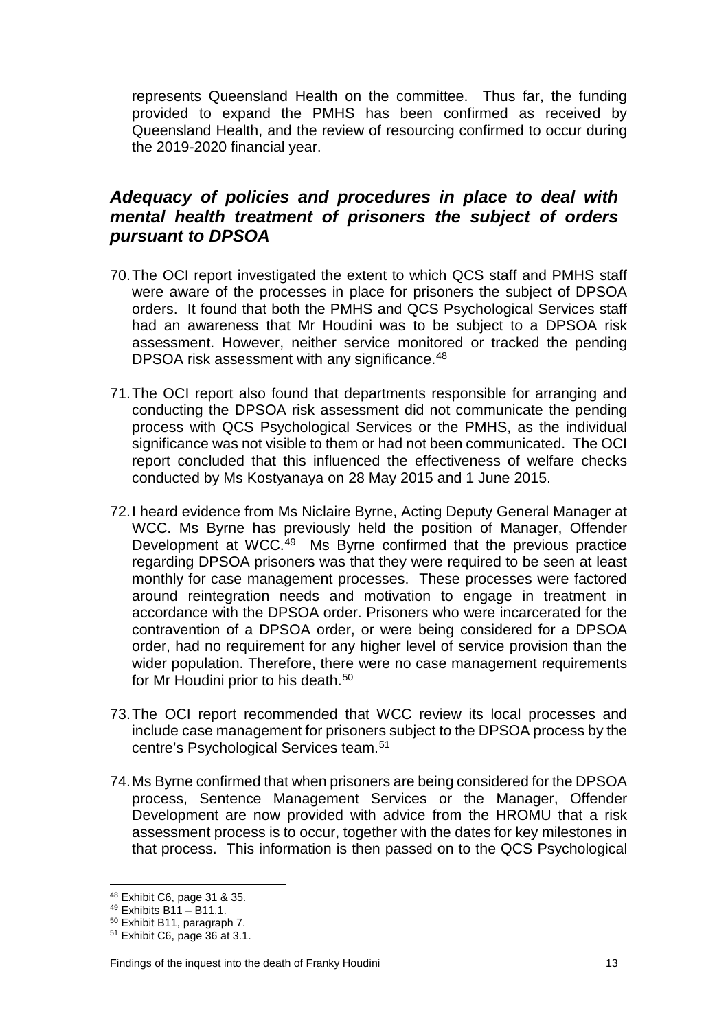represents Queensland Health on the committee. Thus far, the funding provided to expand the PMHS has been confirmed as received by Queensland Health, and the review of resourcing confirmed to occur during the 2019-2020 financial year.

## *Adequacy of policies and procedures in place to deal with mental health treatment of prisoners the subject of orders pursuant to DPSOA*

70. The OCI report investigated the extent to which QCS staff and PMHS staff were aware of the processes in place for prisoners the subject of DPSOA orders. It found that both the PMHS and QCS Psychological Services staff had an awareness that Mr Houdini was to be subject to a DPSOA risk assessment. However, neither service monitored or tracked the pending DPSOA risk assessment with any significance.[48]

71. The OCI report also found that departments responsible for arranging and conducting the DPSOA risk assessment did not communicate the pending process with QCS Psychological Services or the PMHS, as the individual significance was not visible to them or had not been communicated. The OCI report concluded that this influenced the effectiveness of welfare checks conducted by Ms Kostyanaya on 28 May 2015 and 1 June 2015.

72. I heard evidence from Ms Niclaire Byrne, Acting Deputy General Manager at WCC. Ms Byrne has previously held the position of Manager, Offender Development at WCC.[49] Ms Byrne confirmed that the previous practice regarding DPSOA prisoners was that they were required to be seen at least monthly for case management processes. These processes were factored around reintegration needs and motivation to engage in treatment in accordance with the DPSOA order. Prisoners who were incarcerated for the contravention of a DPSOA order, or were being considered for a DPSOA order, had no requirement for any higher level of service provision than the wider population. Therefore, there were no case management requirements for Mr Houdini prior to his death.[50]

73. The OCI report recommended that WCC review its local processes and include case management for prisoners subject to the DPSOA process by the centre's Psychological Services team.[51]

74. Ms Byrne confirmed that when prisoners are being considered for the DPSOA process, Sentence Management Services or the Manager, Offender Development are now provided with advice from the HROMU that a risk assessment process is to occur, together with the dates for key milestones in that process. This information is then passed on to the QCS Psychological

---

[48] Exhibit C6, page 31 & 35.

[49] Exhibits B11 – B11.1.

[50] Exhibit B11, paragraph 7.

[51] Exhibit C6, page 36 at 3.1.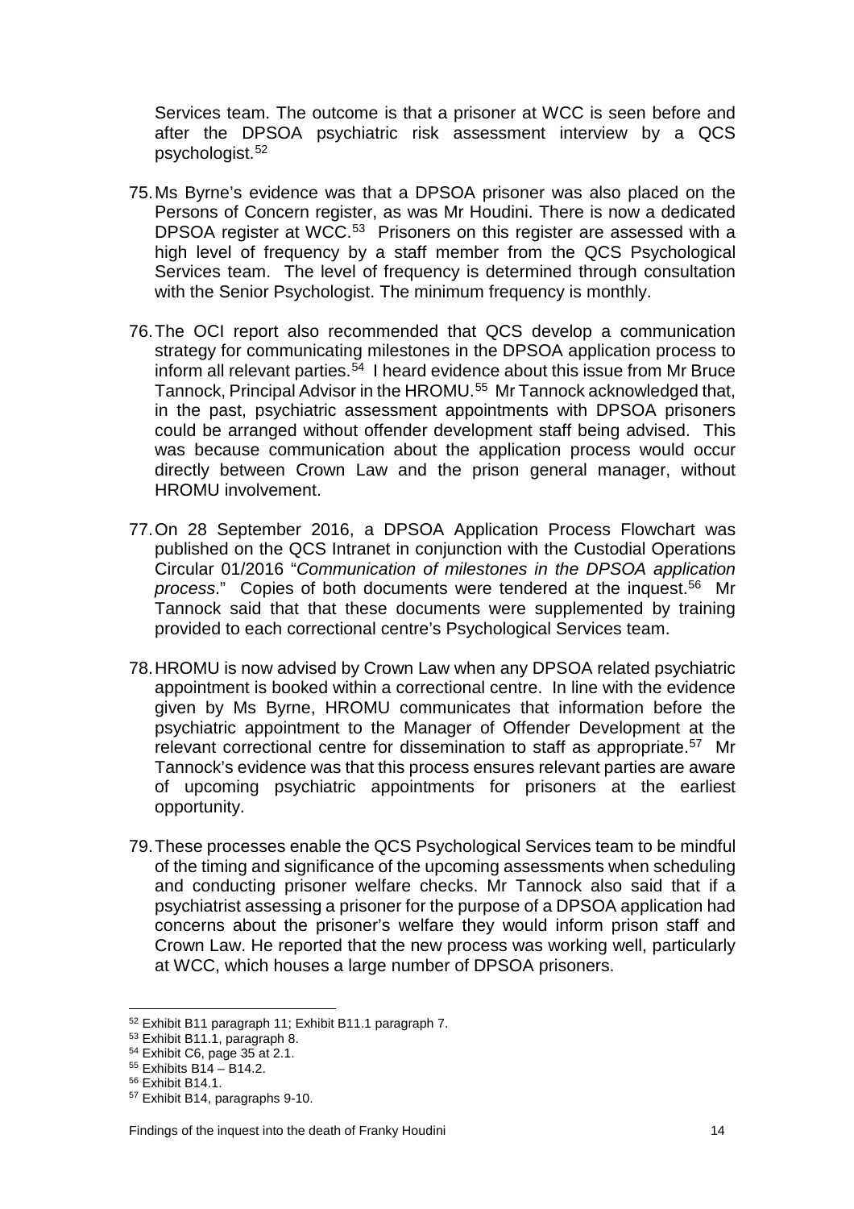Services team. The outcome is that a prisoner at WCC is seen before and after the DPSOA psychiatric risk assessment interview by a QCS psychologist.[52]

75. Ms Byrne's evidence was that a DPSOA prisoner was also placed on the Persons of Concern register, as was Mr Houdini. There is now a dedicated DPSOA register at WCC.[53] Prisoners on this register are assessed with a high level of frequency by a staff member from the QCS Psychological Services team. The level of frequency is determined through consultation with the Senior Psychologist. The minimum frequency is monthly.

76. The OCI report also recommended that QCS develop a communication strategy for communicating milestones in the DPSOA application process to inform all relevant parties.[54] I heard evidence about this issue from Mr Bruce Tannock, Principal Advisor in the HROMU.[55] Mr Tannock acknowledged that, in the past, psychiatric assessment appointments with DPSOA prisoners could be arranged without offender development staff being advised. This was because communication about the application process would occur directly between Crown Law and the prison general manager, without HROMU involvement.

77. On 28 September 2016, a DPSOA Application Process Flowchart was published on the QCS Intranet in conjunction with the Custodial Operations Circular 01/2016 "*Communication of milestones in the DPSOA application process*." Copies of both documents were tendered at the inquest.[56] Mr Tannock said that that these documents were supplemented by training provided to each correctional centre's Psychological Services team.

78. HROMU is now advised by Crown Law when any DPSOA related psychiatric appointment is booked within a correctional centre. In line with the evidence given by Ms Byrne, HROMU communicates that information before the psychiatric appointment to the Manager of Offender Development at the relevant correctional centre for dissemination to staff as appropriate.[57] Mr Tannock's evidence was that this process ensures relevant parties are aware of upcoming psychiatric appointments for prisoners at the earliest opportunity.

79. These processes enable the QCS Psychological Services team to be mindful of the timing and significance of the upcoming assessments when scheduling and conducting prisoner welfare checks. Mr Tannock also said that if a psychiatrist assessing a prisoner for the purpose of a DPSOA application had concerns about the prisoner's welfare they would inform prison staff and Crown Law. He reported that the new process was working well, particularly at WCC, which houses a large number of DPSOA prisoners.

---

[52] Exhibit B11 paragraph 11; Exhibit B11.1 paragraph 7.
[53] Exhibit B11.1, paragraph 8.
[54] Exhibit C6, page 35 at 2.1.
[55] Exhibits B14 – B14.2.
[56] Exhibit B14.1.
[57] Exhibit B14, paragraphs 9-10.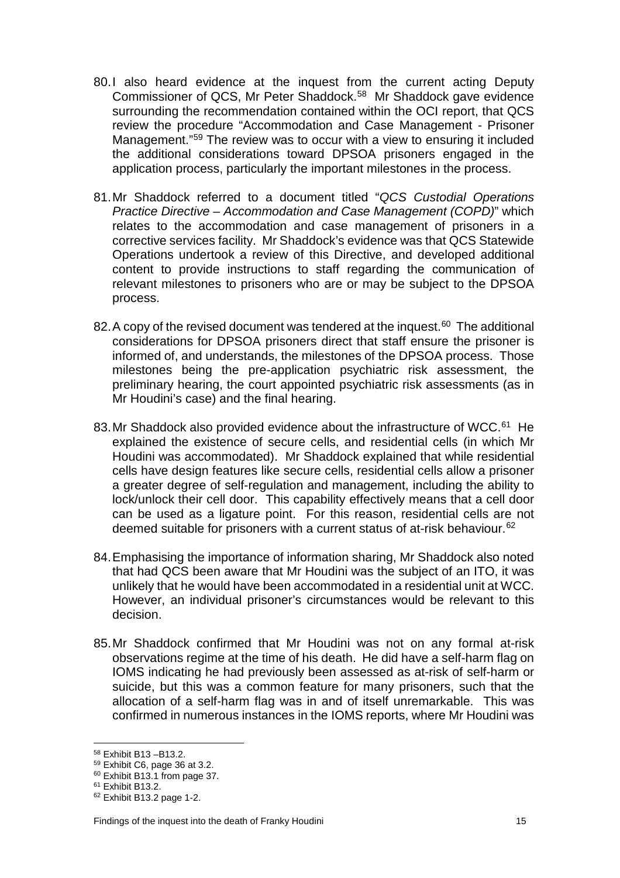80. I also heard evidence at the inquest from the current acting Deputy Commissioner of QCS, Mr Peter Shaddock.[58] Mr Shaddock gave evidence surrounding the recommendation contained within the OCI report, that QCS review the procedure "Accommodation and Case Management - Prisoner Management."[59] The review was to occur with a view to ensuring it included the additional considerations toward DPSOA prisoners engaged in the application process, particularly the important milestones in the process.

81. Mr Shaddock referred to a document titled "*QCS Custodial Operations Practice Directive – Accommodation and Case Management (COPD)*" which relates to the accommodation and case management of prisoners in a corrective services facility. Mr Shaddock's evidence was that QCS Statewide Operations undertook a review of this Directive, and developed additional content to provide instructions to staff regarding the communication of relevant milestones to prisoners who are or may be subject to the DPSOA process.

82. A copy of the revised document was tendered at the inquest.[60] The additional considerations for DPSOA prisoners direct that staff ensure the prisoner is informed of, and understands, the milestones of the DPSOA process. Those milestones being the pre-application psychiatric risk assessment, the preliminary hearing, the court appointed psychiatric risk assessments (as in Mr Houdini's case) and the final hearing.

83. Mr Shaddock also provided evidence about the infrastructure of WCC.[61] He explained the existence of secure cells, and residential cells (in which Mr Houdini was accommodated). Mr Shaddock explained that while residential cells have design features like secure cells, residential cells allow a prisoner a greater degree of self-regulation and management, including the ability to lock/unlock their cell door. This capability effectively means that a cell door can be used as a ligature point. For this reason, residential cells are not deemed suitable for prisoners with a current status of at-risk behaviour.[62]

84. Emphasising the importance of information sharing, Mr Shaddock also noted that had QCS been aware that Mr Houdini was the subject of an ITO, it was unlikely that he would have been accommodated in a residential unit at WCC. However, an individual prisoner's circumstances would be relevant to this decision.

85. Mr Shaddock confirmed that Mr Houdini was not on any formal at-risk observations regime at the time of his death. He did have a self-harm flag on IOMS indicating he had previously been assessed as at-risk of self-harm or suicide, but this was a common feature for many prisoners, such that the allocation of a self-harm flag was in and of itself unremarkable. This was confirmed in numerous instances in the IOMS reports, where Mr Houdini was

---

[58] Exhibit B13 –B13.2.

[59] Exhibit C6, page 36 at 3.2.

[60] Exhibit B13.1 from page 37.

[61] Exhibit B13.2.

[62] Exhibit B13.2 page 1-2.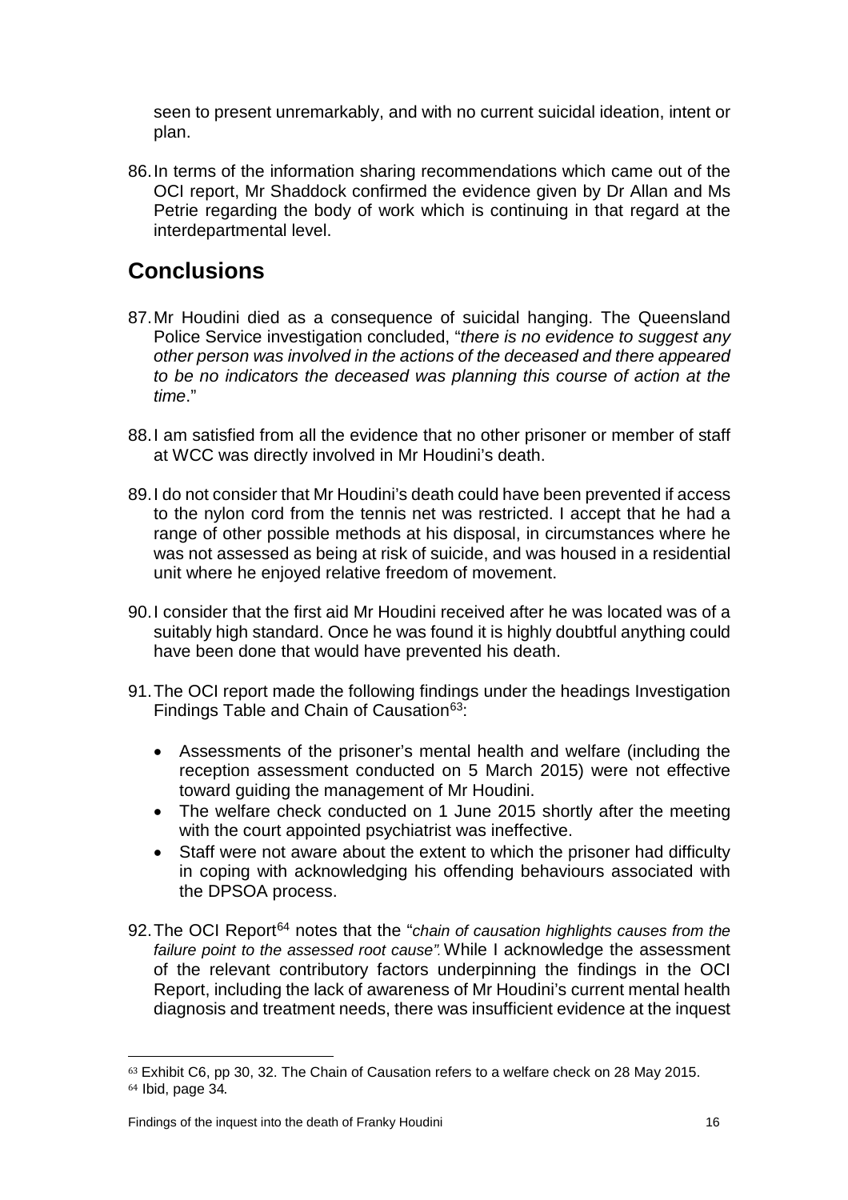seen to present unremarkably, and with no current suicidal ideation, intent or plan.

86. In terms of the information sharing recommendations which came out of the OCI report, Mr Shaddock confirmed the evidence given by Dr Allan and Ms Petrie regarding the body of work which is continuing in that regard at the interdepartmental level.

## Conclusions

87. Mr Houdini died as a consequence of suicidal hanging. The Queensland Police Service investigation concluded, "*there is no evidence to suggest any other person was involved in the actions of the deceased and there appeared to be no indicators the deceased was planning this course of action at the time*."

88. I am satisfied from all the evidence that no other prisoner or member of staff at WCC was directly involved in Mr Houdini's death.

89. I do not consider that Mr Houdini's death could have been prevented if access to the nylon cord from the tennis net was restricted. I accept that he had a range of other possible methods at his disposal, in circumstances where he was not assessed as being at risk of suicide, and was housed in a residential unit where he enjoyed relative freedom of movement.

90. I consider that the first aid Mr Houdini received after he was located was of a suitably high standard. Once he was found it is highly doubtful anything could have been done that would have prevented his death.

91. The OCI report made the following findings under the headings Investigation Findings Table and Chain of Causation[63]:

    - Assessments of the prisoner's mental health and welfare (including the reception assessment conducted on 5 March 2015) were not effective toward guiding the management of Mr Houdini.
    - The welfare check conducted on 1 June 2015 shortly after the meeting with the court appointed psychiatrist was ineffective.
    - Staff were not aware about the extent to which the prisoner had difficulty in coping with acknowledging his offending behaviours associated with the DPSOA process.

92. The OCI Report[64] notes that the "*chain of causation highlights causes from the failure point to the assessed root cause".* While I acknowledge the assessment of the relevant contributory factors underpinning the findings in the OCI Report, including the lack of awareness of Mr Houdini's current mental health diagnosis and treatment needs, there was insufficient evidence at the inquest

---

[63] Exhibit C6, pp 30, 32. The Chain of Causation refers to a welfare check on 28 May 2015.

[64] Ibid, page 34*.*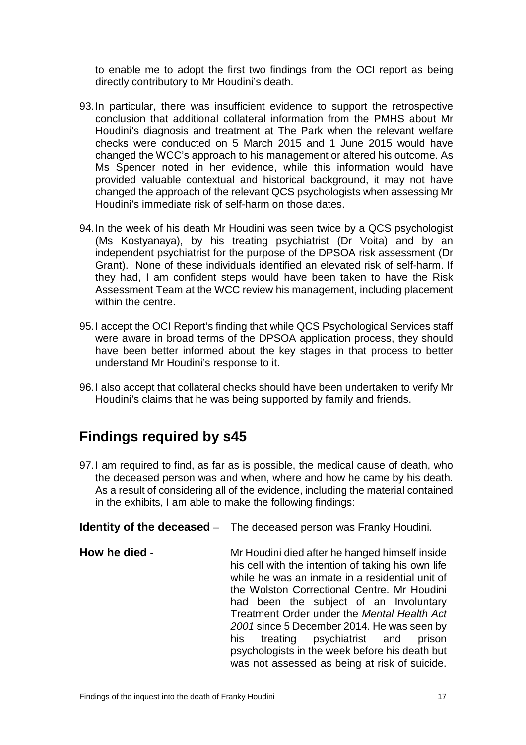to enable me to adopt the first two findings from the OCI report as being directly contributory to Mr Houdini's death.

93. In particular, there was insufficient evidence to support the retrospective conclusion that additional collateral information from the PMHS about Mr Houdini's diagnosis and treatment at The Park when the relevant welfare checks were conducted on 5 March 2015 and 1 June 2015 would have changed the WCC's approach to his management or altered his outcome. As Ms Spencer noted in her evidence, while this information would have provided valuable contextual and historical background, it may not have changed the approach of the relevant QCS psychologists when assessing Mr Houdini's immediate risk of self-harm on those dates.

94. In the week of his death Mr Houdini was seen twice by a QCS psychologist (Ms Kostyanaya), by his treating psychiatrist (Dr Voita) and by an independent psychiatrist for the purpose of the DPSOA risk assessment (Dr Grant). None of these individuals identified an elevated risk of self-harm. If they had, I am confident steps would have been taken to have the Risk Assessment Team at the WCC review his management, including placement within the centre.

95. I accept the OCI Report's finding that while QCS Psychological Services staff were aware in broad terms of the DPSOA application process, they should have been better informed about the key stages in that process to better understand Mr Houdini's response to it.

96. I also accept that collateral checks should have been undertaken to verify Mr Houdini's claims that he was being supported by family and friends.

## Findings required by s45

97. I am required to find, as far as is possible, the medical cause of death, who the deceased person was and when, where and how he came by his death. As a result of considering all of the evidence, including the material contained in the exhibits, I am able to make the following findings:

**Identity of the deceased** – The deceased person was Franky Houdini.

**How he died** - Mr Houdini died after he hanged himself inside his cell with the intention of taking his own life while he was an inmate in a residential unit of the Wolston Correctional Centre. Mr Houdini had been the subject of an Involuntary Treatment Order under the *Mental Health Act 2001* since 5 December 2014. He was seen by his treating psychiatrist and prison psychologists in the week before his death but was not assessed as being at risk of suicide.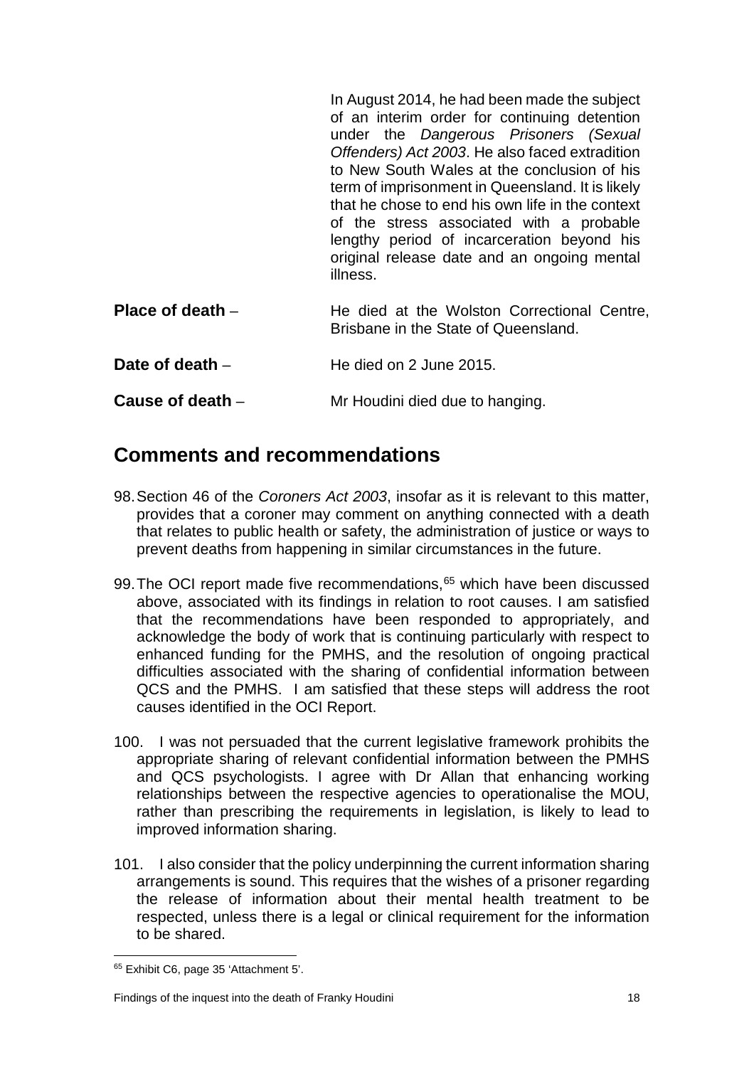In August 2014, he had been made the subject of an interim order for continuing detention under the *Dangerous Prisoners (Sexual Offenders) Act 2003*. He also faced extradition to New South Wales at the conclusion of his term of imprisonment in Queensland. It is likely that he chose to end his own life in the context of the stress associated with a probable lengthy period of incarceration beyond his original release date and an ongoing mental illness.

**Place of death** – He died at the Wolston Correctional Centre, Brisbane in the State of Queensland.

**Date of death** – He died on 2 June 2015.

**Cause of death** – Mr Houdini died due to hanging.

## Comments and recommendations

98. Section 46 of the *Coroners Act 2003*, insofar as it is relevant to this matter, provides that a coroner may comment on anything connected with a death that relates to public health or safety, the administration of justice or ways to prevent deaths from happening in similar circumstances in the future.

99. The OCI report made five recommendations,[65] which have been discussed above, associated with its findings in relation to root causes. I am satisfied that the recommendations have been responded to appropriately, and acknowledge the body of work that is continuing particularly with respect to enhanced funding for the PMHS, and the resolution of ongoing practical difficulties associated with the sharing of confidential information between QCS and the PMHS. I am satisfied that these steps will address the root causes identified in the OCI Report.

100. I was not persuaded that the current legislative framework prohibits the appropriate sharing of relevant confidential information between the PMHS and QCS psychologists. I agree with Dr Allan that enhancing working relationships between the respective agencies to operationalise the MOU, rather than prescribing the requirements in legislation, is likely to lead to improved information sharing.

101. I also consider that the policy underpinning the current information sharing arrangements is sound. This requires that the wishes of a prisoner regarding the release of information about their mental health treatment to be respected, unless there is a legal or clinical requirement for the information to be shared.

[65] Exhibit C6, page 35 'Attachment 5'.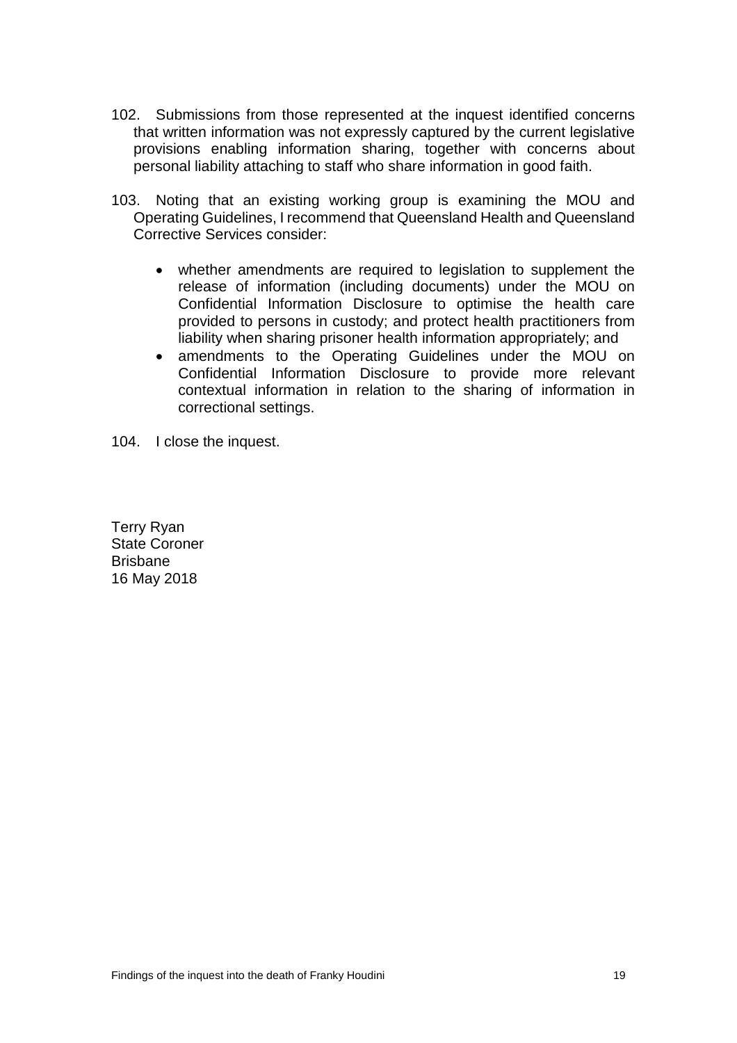102. Submissions from those represented at the inquest identified concerns that written information was not expressly captured by the current legislative provisions enabling information sharing, together with concerns about personal liability attaching to staff who share information in good faith.

103. Noting that an existing working group is examining the MOU and Operating Guidelines, I recommend that Queensland Health and Queensland Corrective Services consider:

- whether amendments are required to legislation to supplement the release of information (including documents) under the MOU on Confidential Information Disclosure to optimise the health care provided to persons in custody; and protect health practitioners from liability when sharing prisoner health information appropriately; and
- amendments to the Operating Guidelines under the MOU on Confidential Information Disclosure to provide more relevant contextual information in relation to the sharing of information in correctional settings.

104. I close the inquest.

Terry Ryan
State Coroner
Brisbane
16 May 2018